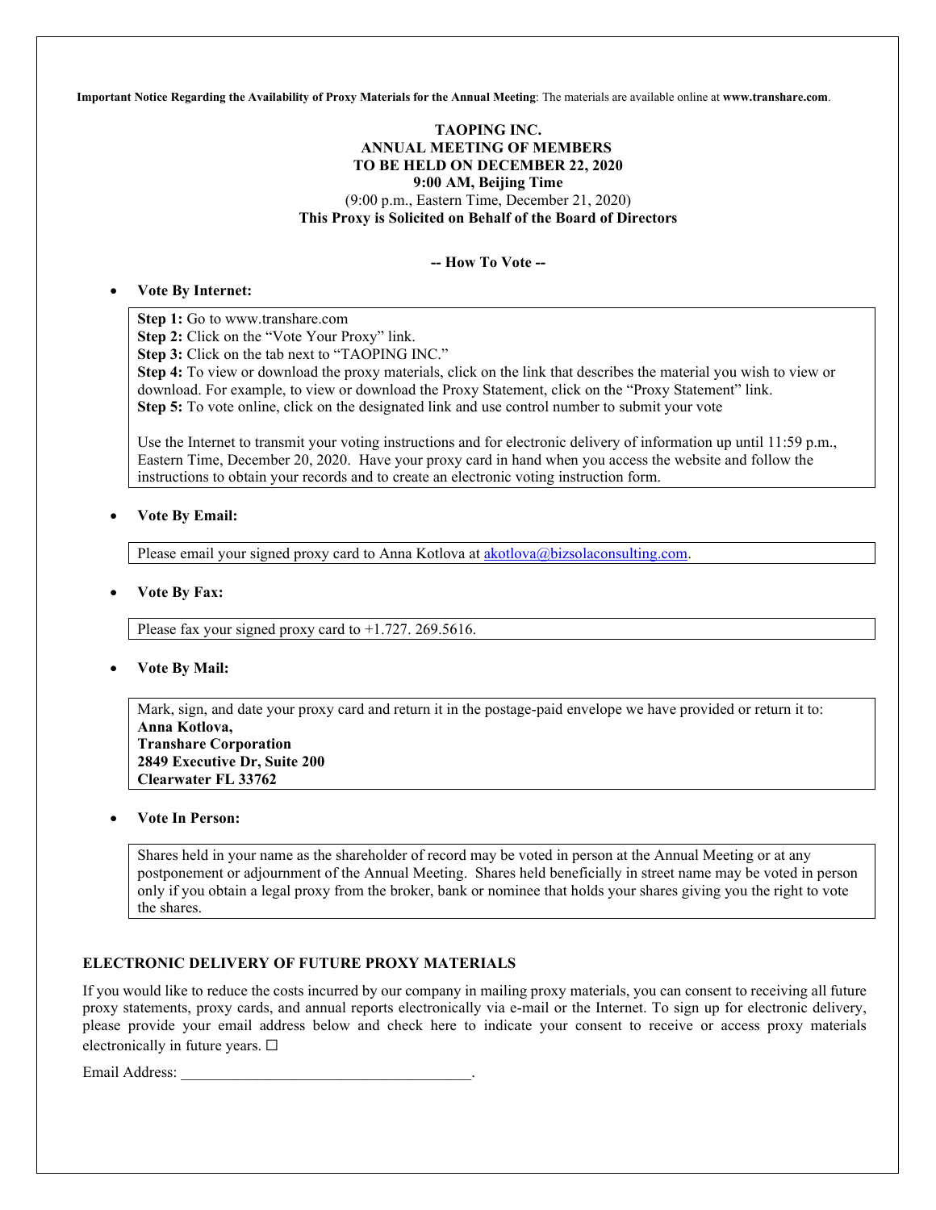**Important Notice Regarding the Availability of Proxy Materials for the Annual Meeting**: The materials are available online at **www.transhare.com**.

**TAOPING INC.**
**ANNUAL MEETING OF MEMBERS**
**TO BE HELD ON DECEMBER 22, 2020**
**9:00 AM, Beijing Time**
(9:00 p.m., Eastern Time, December 21, 2020)
**This Proxy is Solicited on Behalf of the Board of Directors**

**-- How To Vote --**

- **Vote By Internet:**

**Step 1:** Go to www.transhare.com
**Step 2:** Click on the "Vote Your Proxy" link.
**Step 3:** Click on the tab next to "TAOPING INC."
**Step 4:** To view or download the proxy materials, click on the link that describes the material you wish to view or download. For example, to view or download the Proxy Statement, click on the "Proxy Statement" link.
**Step 5:** To vote online, click on the designated link and use control number to submit your vote

Use the Internet to transmit your voting instructions and for electronic delivery of information up until 11:59 p.m., Eastern Time, December 20, 2020. Have your proxy card in hand when you access the website and follow the instructions to obtain your records and to create an electronic voting instruction form.

- **Vote By Email:**

Please email your signed proxy card to Anna Kotlova at akotlova@bizsolaconsulting.com.

- **Vote By Fax:**

Please fax your signed proxy card to +1.727. 269.5616.

- **Vote By Mail:**

Mark, sign, and date your proxy card and return it in the postage-paid envelope we have provided or return it to:
**Anna Kotlova,**
**Transhare Corporation**
**2849 Executive Dr, Suite 200**
**Clearwater FL 33762**

- **Vote In Person:**

Shares held in your name as the shareholder of record may be voted in person at the Annual Meeting or at any postponement or adjournment of the Annual Meeting. Shares held beneficially in street name may be voted in person only if you obtain a legal proxy from the broker, bank or nominee that holds your shares giving you the right to vote the shares.

**ELECTRONIC DELIVERY OF FUTURE PROXY MATERIALS**

If you would like to reduce the costs incurred by our company in mailing proxy materials, you can consent to receiving all future proxy statements, proxy cards, and annual reports electronically via e-mail or the Internet. To sign up for electronic delivery, please provide your email address below and check here to indicate your consent to receive or access proxy materials electronically in future years. ☐

Email Address: \_\_\_\_\_\_\_\_\_\_\_\_\_\_\_\_\_\_\_\_\_\_\_\_\_\_\_\_\_\_\_\_\_\_\_\_\_\_.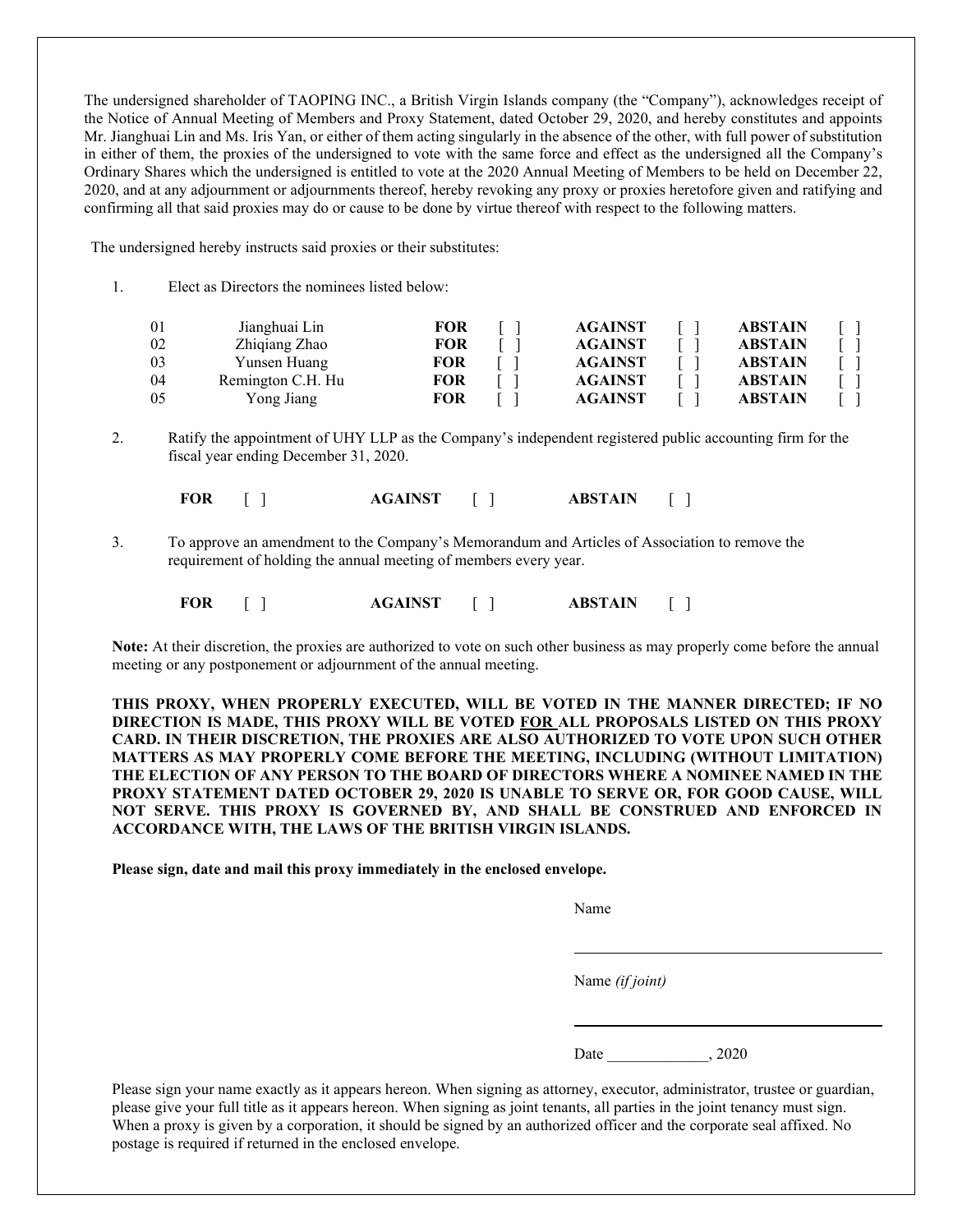The undersigned shareholder of TAOPING INC., a British Virgin Islands company (the "Company"), acknowledges receipt of the Notice of Annual Meeting of Members and Proxy Statement, dated October 29, 2020, and hereby constitutes and appoints Mr. Jianghuai Lin and Ms. Iris Yan, or either of them acting singularly in the absence of the other, with full power of substitution in either of them, the proxies of the undersigned to vote with the same force and effect as the undersigned all the Company's Ordinary Shares which the undersigned is entitled to vote at the 2020 Annual Meeting of Members to be held on December 22, 2020, and at any adjournment or adjournments thereof, hereby revoking any proxy or proxies heretofore given and ratifying and confirming all that said proxies may do or cause to be done by virtue thereof with respect to the following matters.

The undersigned hereby instructs said proxies or their substitutes:

1. Elect as Directors the nominees listed below:

| | | | | | | | |
|---|---|---|---|---|---|---|---|
| 01 | Jianghuai Lin | **FOR** | [ ] | **AGAINST** | [ ] | **ABSTAIN** | [ ] |
| 02 | Zhiqiang Zhao | **FOR** | [ ] | **AGAINST** | [ ] | **ABSTAIN** | [ ] |
| 03 | Yunsen Huang | **FOR** | [ ] | **AGAINST** | [ ] | **ABSTAIN** | [ ] |
| 04 | Remington C.H. Hu | **FOR** | [ ] | **AGAINST** | [ ] | **ABSTAIN** | [ ] |
| 05 | Yong Jiang | **FOR** | [ ] | **AGAINST** | [ ] | **ABSTAIN** | [ ] |

2. Ratify the appointment of UHY LLP as the Company's independent registered public accounting firm for the fiscal year ending December 31, 2020.

   **FOR** [ ] **AGAINST** [ ] **ABSTAIN** [ ]

3. To approve an amendment to the Company's Memorandum and Articles of Association to remove the requirement of holding the annual meeting of members every year.

   **FOR** [ ] **AGAINST** [ ] **ABSTAIN** [ ]

**Note:** At their discretion, the proxies are authorized to vote on such other business as may properly come before the annual meeting or any postponement or adjournment of the annual meeting.

**THIS PROXY, WHEN PROPERLY EXECUTED, WILL BE VOTED IN THE MANNER DIRECTED; IF NO DIRECTION IS MADE, THIS PROXY WILL BE VOTED FOR ALL PROPOSALS LISTED ON THIS PROXY CARD. IN THEIR DISCRETION, THE PROXIES ARE ALSO AUTHORIZED TO VOTE UPON SUCH OTHER MATTERS AS MAY PROPERLY COME BEFORE THE MEETING, INCLUDING (WITHOUT LIMITATION) THE ELECTION OF ANY PERSON TO THE BOARD OF DIRECTORS WHERE A NOMINEE NAMED IN THE PROXY STATEMENT DATED OCTOBER 29, 2020 IS UNABLE TO SERVE OR, FOR GOOD CAUSE, WILL NOT SERVE. THIS PROXY IS GOVERNED BY, AND SHALL BE CONSTRUED AND ENFORCED IN ACCORDANCE WITH, THE LAWS OF THE BRITISH VIRGIN ISLANDS.**

**Please sign, date and mail this proxy immediately in the enclosed envelope.**

Name

_______________________________________

Name *(if joint)*

_______________________________________

Date _____________, 2020

Please sign your name exactly as it appears hereon. When signing as attorney, executor, administrator, trustee or guardian, please give your full title as it appears hereon. When signing as joint tenants, all parties in the joint tenancy must sign. When a proxy is given by a corporation, it should be signed by an authorized officer and the corporate seal affixed. No postage is required if returned in the enclosed envelope.